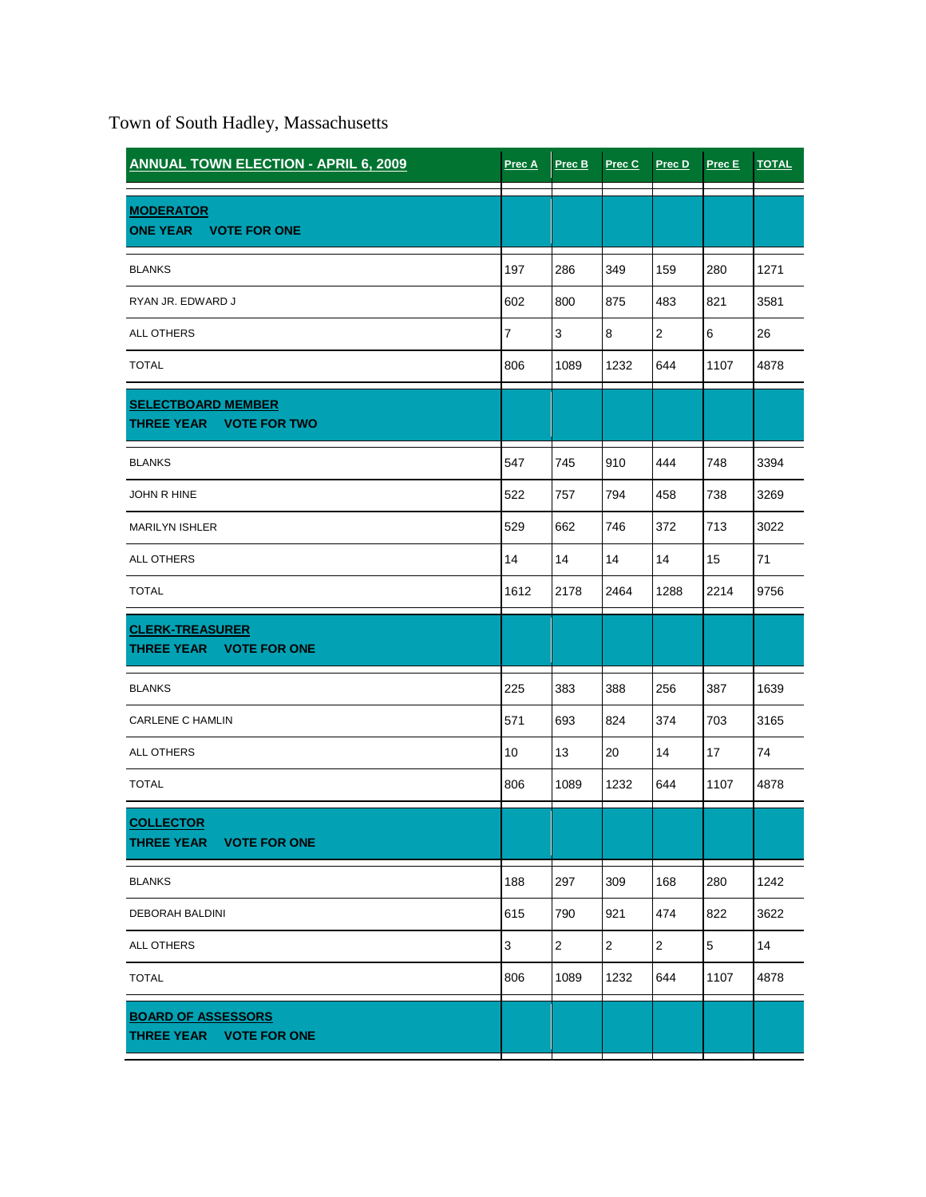Town of South Hadley, Massachusetts

| ANNUAL TOWN ELECTION - APRIL 6, 2009 | Prec A | Prec B | Prec C | Prec D | Prec E | TOTAL |
|---|---|---|---|---|---|---|
| **MODERATOR** <br> **ONE YEAR VOTE FOR ONE** | | | | | | |
| BLANKS | 197 | 286 | 349 | 159 | 280 | 1271 |
| RYAN JR. EDWARD J | 602 | 800 | 875 | 483 | 821 | 3581 |
| ALL OTHERS | 7 | 3 | 8 | 2 | 6 | 26 |
| TOTAL | 806 | 1089 | 1232 | 644 | 1107 | 4878 |
| **SELECTBOARD MEMBER** <br> **THREE YEAR VOTE FOR TWO** | | | | | | |
| BLANKS | 547 | 745 | 910 | 444 | 748 | 3394 |
| JOHN R HINE | 522 | 757 | 794 | 458 | 738 | 3269 |
| MARILYN ISHLER | 529 | 662 | 746 | 372 | 713 | 3022 |
| ALL OTHERS | 14 | 14 | 14 | 14 | 15 | 71 |
| TOTAL | 1612 | 2178 | 2464 | 1288 | 2214 | 9756 |
| **CLERK-TREASURER** <br> **THREE YEAR VOTE FOR ONE** | | | | | | |
| BLANKS | 225 | 383 | 388 | 256 | 387 | 1639 |
| CARLENE C HAMLIN | 571 | 693 | 824 | 374 | 703 | 3165 |
| ALL OTHERS | 10 | 13 | 20 | 14 | 17 | 74 |
| TOTAL | 806 | 1089 | 1232 | 644 | 1107 | 4878 |
| **COLLECTOR** <br> **THREE YEAR VOTE FOR ONE** | | | | | | |
| BLANKS | 188 | 297 | 309 | 168 | 280 | 1242 |
| DEBORAH BALDINI | 615 | 790 | 921 | 474 | 822 | 3622 |
| ALL OTHERS | 3 | 2 | 2 | 2 | 5 | 14 |
| TOTAL | 806 | 1089 | 1232 | 644 | 1107 | 4878 |
| **BOARD OF ASSESSORS** <br> **THREE YEAR VOTE FOR ONE** | | | | | | |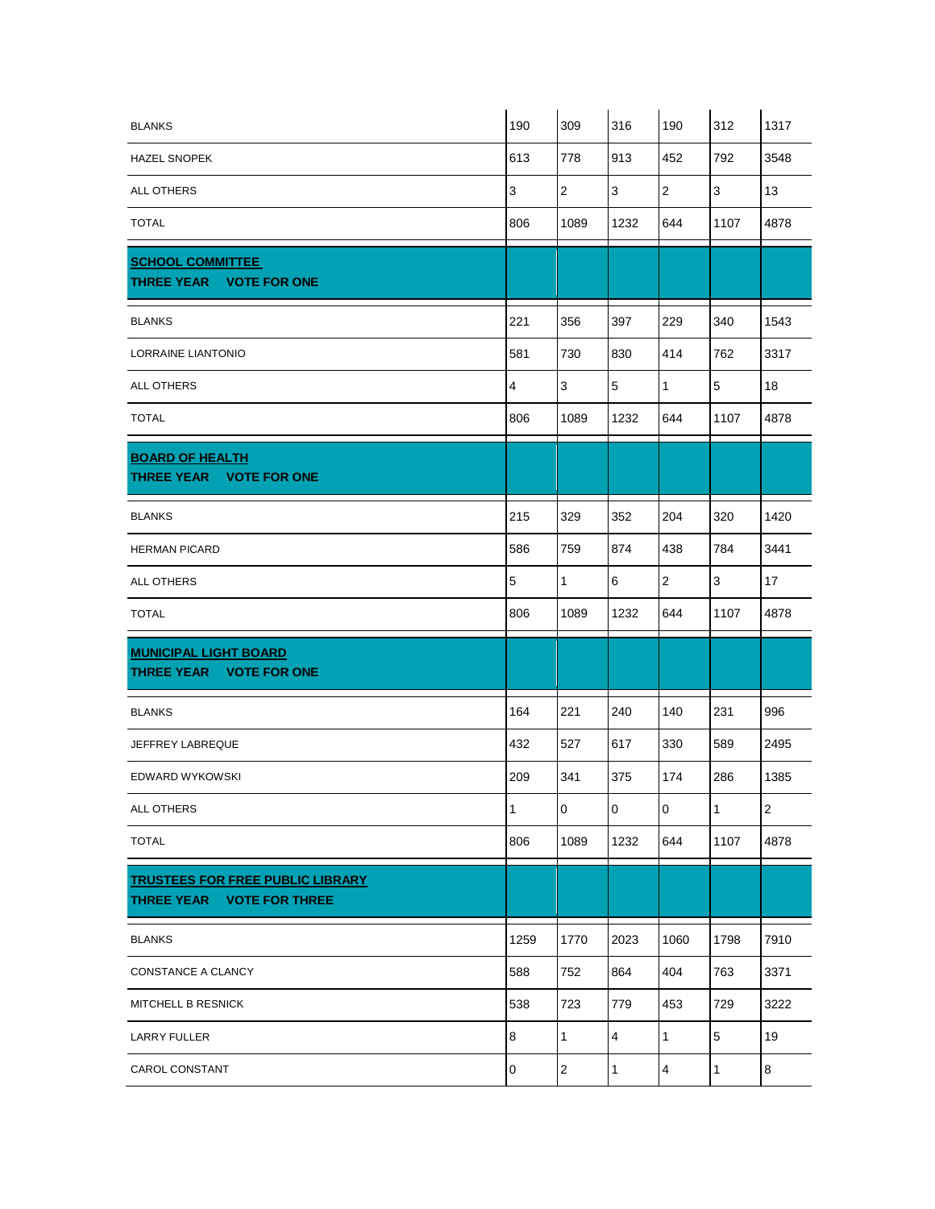| | | | | | | |
|---|---|---|---|---|---|---|
| BLANKS | 190 | 309 | 316 | 190 | 312 | 1317 |
| HAZEL SNOPEK | 613 | 778 | 913 | 452 | 792 | 3548 |
| ALL OTHERS | 3 | 2 | 3 | 2 | 3 | 13 |
| TOTAL | 806 | 1089 | 1232 | 644 | 1107 | 4878 |
| **SCHOOL COMMITTEE**<br>**THREE YEAR VOTE FOR ONE** | | | | | | |
| BLANKS | 221 | 356 | 397 | 229 | 340 | 1543 |
| LORRAINE LIANTONIO | 581 | 730 | 830 | 414 | 762 | 3317 |
| ALL OTHERS | 4 | 3 | 5 | 1 | 5 | 18 |
| TOTAL | 806 | 1089 | 1232 | 644 | 1107 | 4878 |
| **BOARD OF HEALTH**<br>**THREE YEAR VOTE FOR ONE** | | | | | | |
| BLANKS | 215 | 329 | 352 | 204 | 320 | 1420 |
| HERMAN PICARD | 586 | 759 | 874 | 438 | 784 | 3441 |
| ALL OTHERS | 5 | 1 | 6 | 2 | 3 | 17 |
| TOTAL | 806 | 1089 | 1232 | 644 | 1107 | 4878 |
| **MUNICIPAL LIGHT BOARD**<br>**THREE YEAR VOTE FOR ONE** | | | | | | |
| BLANKS | 164 | 221 | 240 | 140 | 231 | 996 |
| JEFFREY LABREQUE | 432 | 527 | 617 | 330 | 589 | 2495 |
| EDWARD WYKOWSKI | 209 | 341 | 375 | 174 | 286 | 1385 |
| ALL OTHERS | 1 | 0 | 0 | 0 | 1 | 2 |
| TOTAL | 806 | 1089 | 1232 | 644 | 1107 | 4878 |
| **TRUSTEES FOR FREE PUBLIC LIBRARY**<br>**THREE YEAR VOTE FOR THREE** | | | | | | |
| BLANKS | 1259 | 1770 | 2023 | 1060 | 1798 | 7910 |
| CONSTANCE A CLANCY | 588 | 752 | 864 | 404 | 763 | 3371 |
| MITCHELL B RESNICK | 538 | 723 | 779 | 453 | 729 | 3222 |
| LARRY FULLER | 8 | 1 | 4 | 1 | 5 | 19 |
| CAROL CONSTANT | 0 | 2 | 1 | 4 | 1 | 8 |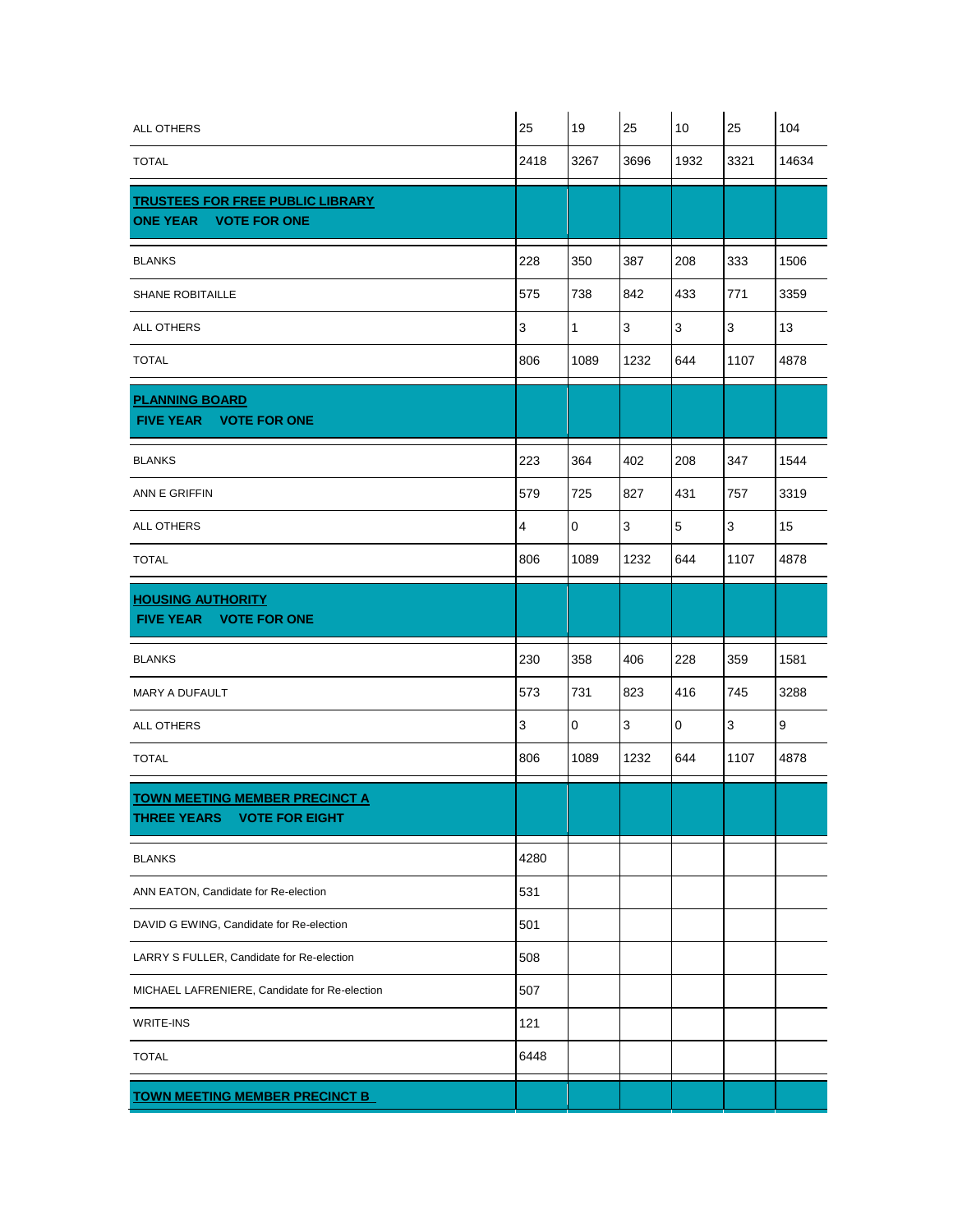| | | | | | | |
|---|---|---|---|---|---|---|
| ALL OTHERS | 25 | 19 | 25 | 10 | 25 | 104 |
| TOTAL | 2418 | 3267 | 3696 | 1932 | 3321 | 14634 |
| **TRUSTEES FOR FREE PUBLIC LIBRARY** **ONE YEAR VOTE FOR ONE** | | | | | | |
| BLANKS | 228 | 350 | 387 | 208 | 333 | 1506 |
| SHANE ROBITAILLE | 575 | 738 | 842 | 433 | 771 | 3359 |
| ALL OTHERS | 3 | 1 | 3 | 3 | 3 | 13 |
| TOTAL | 806 | 1089 | 1232 | 644 | 1107 | 4878 |
| **PLANNING BOARD** **FIVE YEAR VOTE FOR ONE** | | | | | | |
| BLANKS | 223 | 364 | 402 | 208 | 347 | 1544 |
| ANN E GRIFFIN | 579 | 725 | 827 | 431 | 757 | 3319 |
| ALL OTHERS | 4 | 0 | 3 | 5 | 3 | 15 |
| TOTAL | 806 | 1089 | 1232 | 644 | 1107 | 4878 |
| **HOUSING AUTHORITY** **FIVE YEAR VOTE FOR ONE** | | | | | | |
| BLANKS | 230 | 358 | 406 | 228 | 359 | 1581 |
| MARY A DUFAULT | 573 | 731 | 823 | 416 | 745 | 3288 |
| ALL OTHERS | 3 | 0 | 3 | 0 | 3 | 9 |
| TOTAL | 806 | 1089 | 1232 | 644 | 1107 | 4878 |
| **TOWN MEETING MEMBER PRECINCT A** **THREE YEARS VOTE FOR EIGHT** | | | | | | |
| BLANKS | 4280 | | | | | |
| ANN EATON, Candidate for Re-election | 531 | | | | | |
| DAVID G EWING, Candidate for Re-election | 501 | | | | | |
| LARRY S FULLER, Candidate for Re-election | 508 | | | | | |
| MICHAEL LAFRENIERE, Candidate for Re-election | 507 | | | | | |
| WRITE-INS | 121 | | | | | |
| TOTAL | 6448 | | | | | |
| **TOWN MEETING MEMBER PRECINCT B** | | | | | | |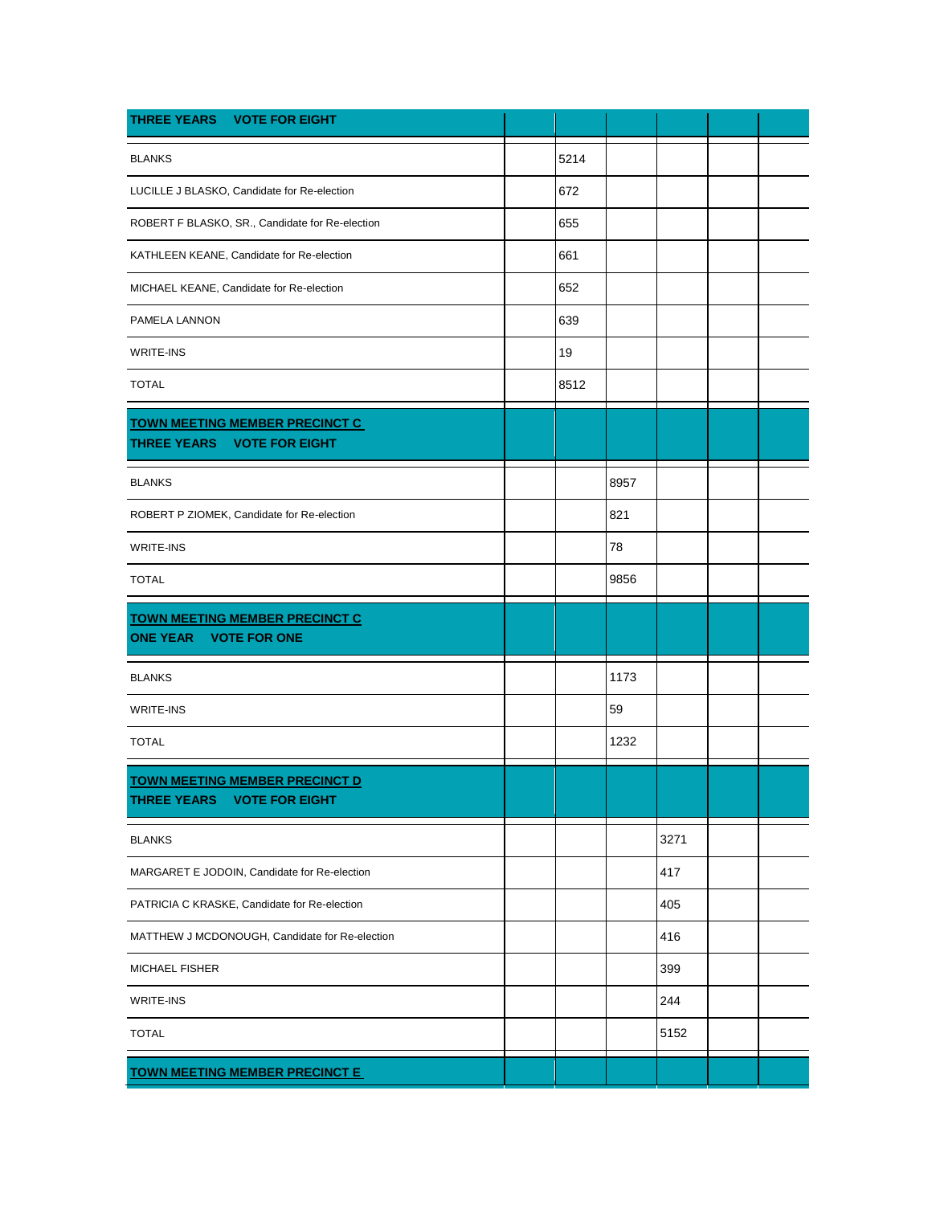| THREE YEARS VOTE FOR EIGHT | | | | | |
|---|---|---|---|---|---|
| BLANKS | | 5214 | | | |
| LUCILLE J BLASKO, Candidate for Re-election | | 672 | | | |
| ROBERT F BLASKO, SR., Candidate for Re-election | | 655 | | | |
| KATHLEEN KEANE, Candidate for Re-election | | 661 | | | |
| MICHAEL KEANE, Candidate for Re-election | | 652 | | | |
| PAMELA LANNON | | 639 | | | |
| WRITE-INS | | 19 | | | |
| TOTAL | | 8512 | | | |
| **TOWN MEETING MEMBER PRECINCT C**<br>**THREE YEARS VOTE FOR EIGHT** | | | | | |
| BLANKS | | | 8957 | | |
| ROBERT P ZIOMEK, Candidate for Re-election | | | 821 | | |
| WRITE-INS | | | 78 | | |
| TOTAL | | | 9856 | | |
| **TOWN MEETING MEMBER PRECINCT C**<br>**ONE YEAR VOTE FOR ONE** | | | | | |
| BLANKS | | | 1173 | | |
| WRITE-INS | | | 59 | | |
| TOTAL | | | 1232 | | |
| **TOWN MEETING MEMBER PRECINCT D**<br>**THREE YEARS VOTE FOR EIGHT** | | | | | |
| BLANKS | | | | 3271 | |
| MARGARET E JODOIN, Candidate for Re-election | | | | 417 | |
| PATRICIA C KRASKE, Candidate for Re-election | | | | 405 | |
| MATTHEW J MCDONOUGH, Candidate for Re-election | | | | 416 | |
| MICHAEL FISHER | | | | 399 | |
| WRITE-INS | | | | 244 | |
| TOTAL | | | | 5152 | |
| **TOWN MEETING MEMBER PRECINCT E** | | | | | |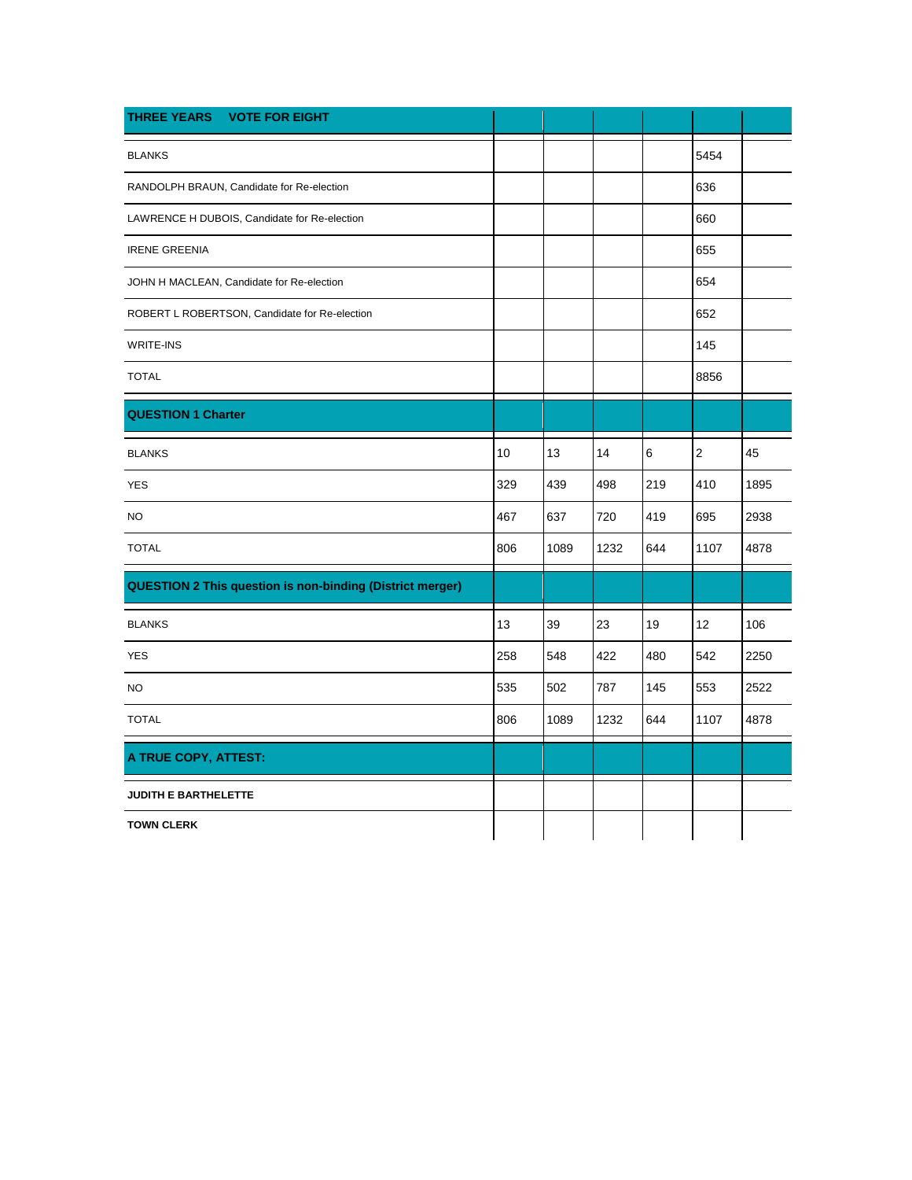| | | | | | | |
|---|---|---|---|---|---|---|
| **THREE YEARS VOTE FOR EIGHT** | | | | | | |
| BLANKS | | | | | 5454 | |
| RANDOLPH BRAUN, Candidate for Re-election | | | | | 636 | |
| LAWRENCE H DUBOIS, Candidate for Re-election | | | | | 660 | |
| IRENE GREENIA | | | | | 655 | |
| JOHN H MACLEAN, Candidate for Re-election | | | | | 654 | |
| ROBERT L ROBERTSON, Candidate for Re-election | | | | | 652 | |
| WRITE-INS | | | | | 145 | |
| TOTAL | | | | | 8856 | |
| **QUESTION 1 Charter** | | | | | | |
| BLANKS | 10 | 13 | 14 | 6 | 2 | 45 |
| YES | 329 | 439 | 498 | 219 | 410 | 1895 |
| NO | 467 | 637 | 720 | 419 | 695 | 2938 |
| TOTAL | 806 | 1089 | 1232 | 644 | 1107 | 4878 |
| **QUESTION 2 This question is non-binding (District merger)** | | | | | | |
| BLANKS | 13 | 39 | 23 | 19 | 12 | 106 |
| YES | 258 | 548 | 422 | 480 | 542 | 2250 |
| NO | 535 | 502 | 787 | 145 | 553 | 2522 |
| TOTAL | 806 | 1089 | 1232 | 644 | 1107 | 4878 |
| **A TRUE COPY, ATTEST:** | | | | | | |
| **JUDITH E BARTHELETTE** | | | | | | |
| **TOWN CLERK** | | | | | | |